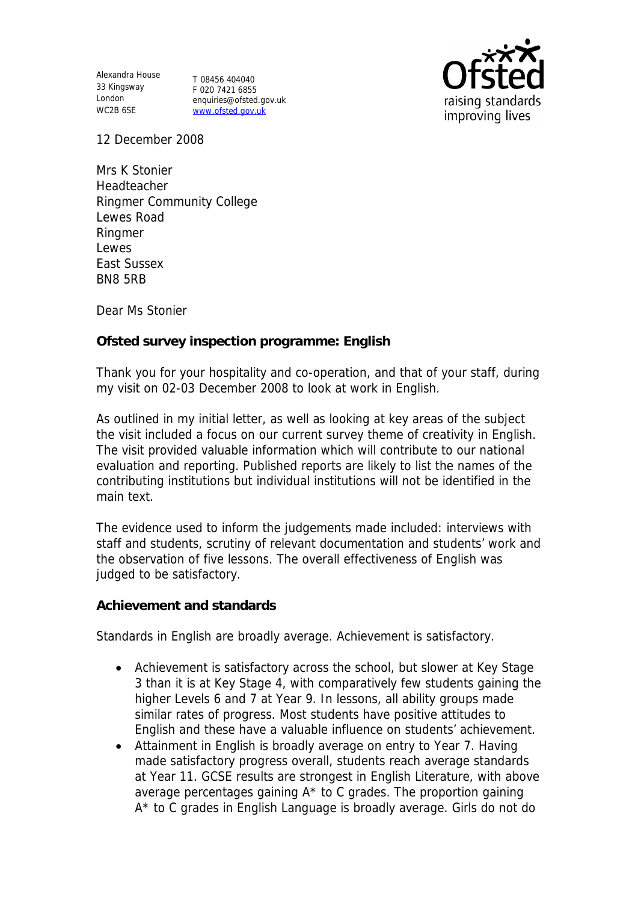Alexandra House
33 Kingsway
London
WC2B 6SE

T 08456 404040
F 020 7421 6855
enquiries@ofsted.gov.uk
www.ofsted.gov.uk

Ofsted
raising standards
improving lives

12 December 2008

Mrs K Stonier
Headteacher
Ringmer Community College
Lewes Road
Ringmer
Lewes
East Sussex
BN8 5RB

Dear Ms Stonier

**Ofsted survey inspection programme: English**

Thank you for your hospitality and co-operation, and that of your staff, during my visit on 02-03 December 2008 to look at work in English.

As outlined in my initial letter, as well as looking at key areas of the subject the visit included a focus on our current survey theme of creativity in English. The visit provided valuable information which will contribute to our national evaluation and reporting. Published reports are likely to list the names of the contributing institutions but individual institutions will not be identified in the main text.

The evidence used to inform the judgements made included: interviews with staff and students, scrutiny of relevant documentation and students' work and the observation of five lessons. The overall effectiveness of English was judged to be satisfactory.

**Achievement and standards**

Standards in English are broadly average. Achievement is satisfactory.

- Achievement is satisfactory across the school, but slower at Key Stage 3 than it is at Key Stage 4, with comparatively few students gaining the higher Levels 6 and 7 at Year 9. In lessons, all ability groups made similar rates of progress. Most students have positive attitudes to English and these have a valuable influence on students' achievement.
- Attainment in English is broadly average on entry to Year 7. Having made satisfactory progress overall, students reach average standards at Year 11. GCSE results are strongest in English Literature, with above average percentages gaining A* to C grades. The proportion gaining A* to C grades in English Language is broadly average. Girls do not do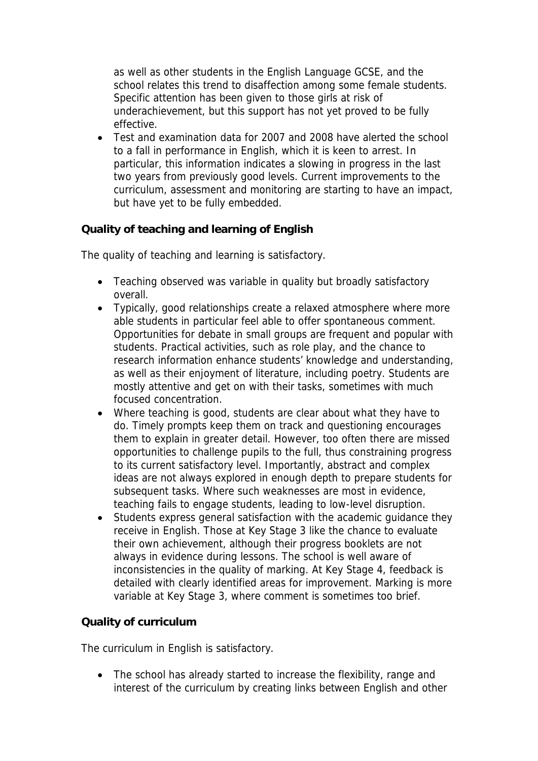as well as other students in the English Language GCSE, and the school relates this trend to disaffection among some female students. Specific attention has been given to those girls at risk of underachievement, but this support has not yet proved to be fully effective.

- Test and examination data for 2007 and 2008 have alerted the school to a fall in performance in English, which it is keen to arrest. In particular, this information indicates a slowing in progress in the last two years from previously good levels. Current improvements to the curriculum, assessment and monitoring are starting to have an impact, but have yet to be fully embedded.

**Quality of teaching and learning of English**

The quality of teaching and learning is satisfactory.

- Teaching observed was variable in quality but broadly satisfactory overall.
- Typically, good relationships create a relaxed atmosphere where more able students in particular feel able to offer spontaneous comment. Opportunities for debate in small groups are frequent and popular with students. Practical activities, such as role play, and the chance to research information enhance students' knowledge and understanding, as well as their enjoyment of literature, including poetry. Students are mostly attentive and get on with their tasks, sometimes with much focused concentration.
- Where teaching is good, students are clear about what they have to do. Timely prompts keep them on track and questioning encourages them to explain in greater detail. However, too often there are missed opportunities to challenge pupils to the full, thus constraining progress to its current satisfactory level. Importantly, abstract and complex ideas are not always explored in enough depth to prepare students for subsequent tasks. Where such weaknesses are most in evidence, teaching fails to engage students, leading to low-level disruption.
- Students express general satisfaction with the academic guidance they receive in English. Those at Key Stage 3 like the chance to evaluate their own achievement, although their progress booklets are not always in evidence during lessons. The school is well aware of inconsistencies in the quality of marking. At Key Stage 4, feedback is detailed with clearly identified areas for improvement. Marking is more variable at Key Stage 3, where comment is sometimes too brief.

**Quality of curriculum**

The curriculum in English is satisfactory.

- The school has already started to increase the flexibility, range and interest of the curriculum by creating links between English and other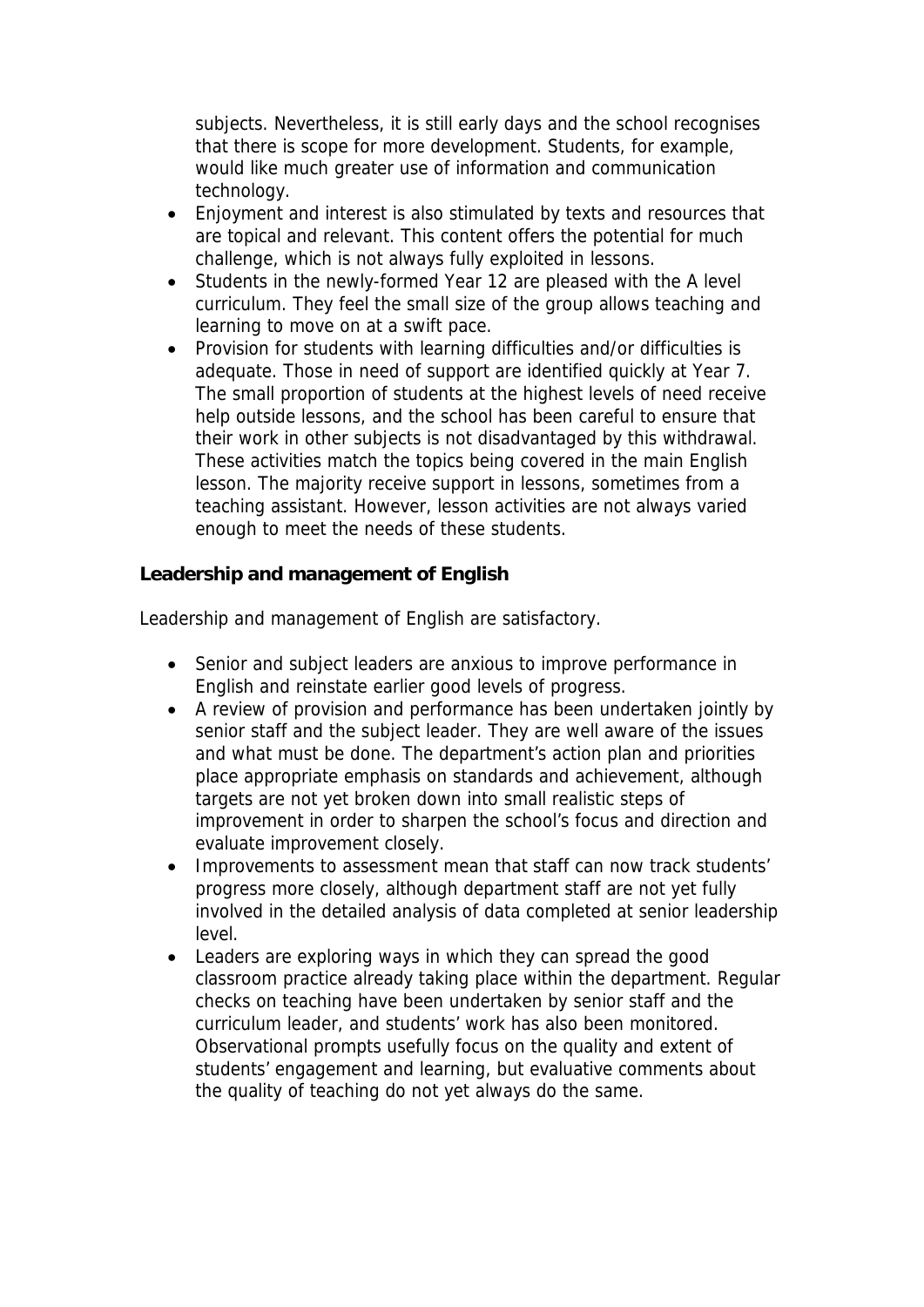subjects. Nevertheless, it is still early days and the school recognises that there is scope for more development. Students, for example, would like much greater use of information and communication technology.

- Enjoyment and interest is also stimulated by texts and resources that are topical and relevant. This content offers the potential for much challenge, which is not always fully exploited in lessons.
- Students in the newly-formed Year 12 are pleased with the A level curriculum. They feel the small size of the group allows teaching and learning to move on at a swift pace.
- Provision for students with learning difficulties and/or difficulties is adequate. Those in need of support are identified quickly at Year 7. The small proportion of students at the highest levels of need receive help outside lessons, and the school has been careful to ensure that their work in other subjects is not disadvantaged by this withdrawal. These activities match the topics being covered in the main English lesson. The majority receive support in lessons, sometimes from a teaching assistant. However, lesson activities are not always varied enough to meet the needs of these students.

**Leadership and management of English**

Leadership and management of English are satisfactory.

- Senior and subject leaders are anxious to improve performance in English and reinstate earlier good levels of progress.
- A review of provision and performance has been undertaken jointly by senior staff and the subject leader. They are well aware of the issues and what must be done. The department's action plan and priorities place appropriate emphasis on standards and achievement, although targets are not yet broken down into small realistic steps of improvement in order to sharpen the school's focus and direction and evaluate improvement closely.
- Improvements to assessment mean that staff can now track students' progress more closely, although department staff are not yet fully involved in the detailed analysis of data completed at senior leadership level.
- Leaders are exploring ways in which they can spread the good classroom practice already taking place within the department. Regular checks on teaching have been undertaken by senior staff and the curriculum leader, and students' work has also been monitored. Observational prompts usefully focus on the quality and extent of students' engagement and learning, but evaluative comments about the quality of teaching do not yet always do the same.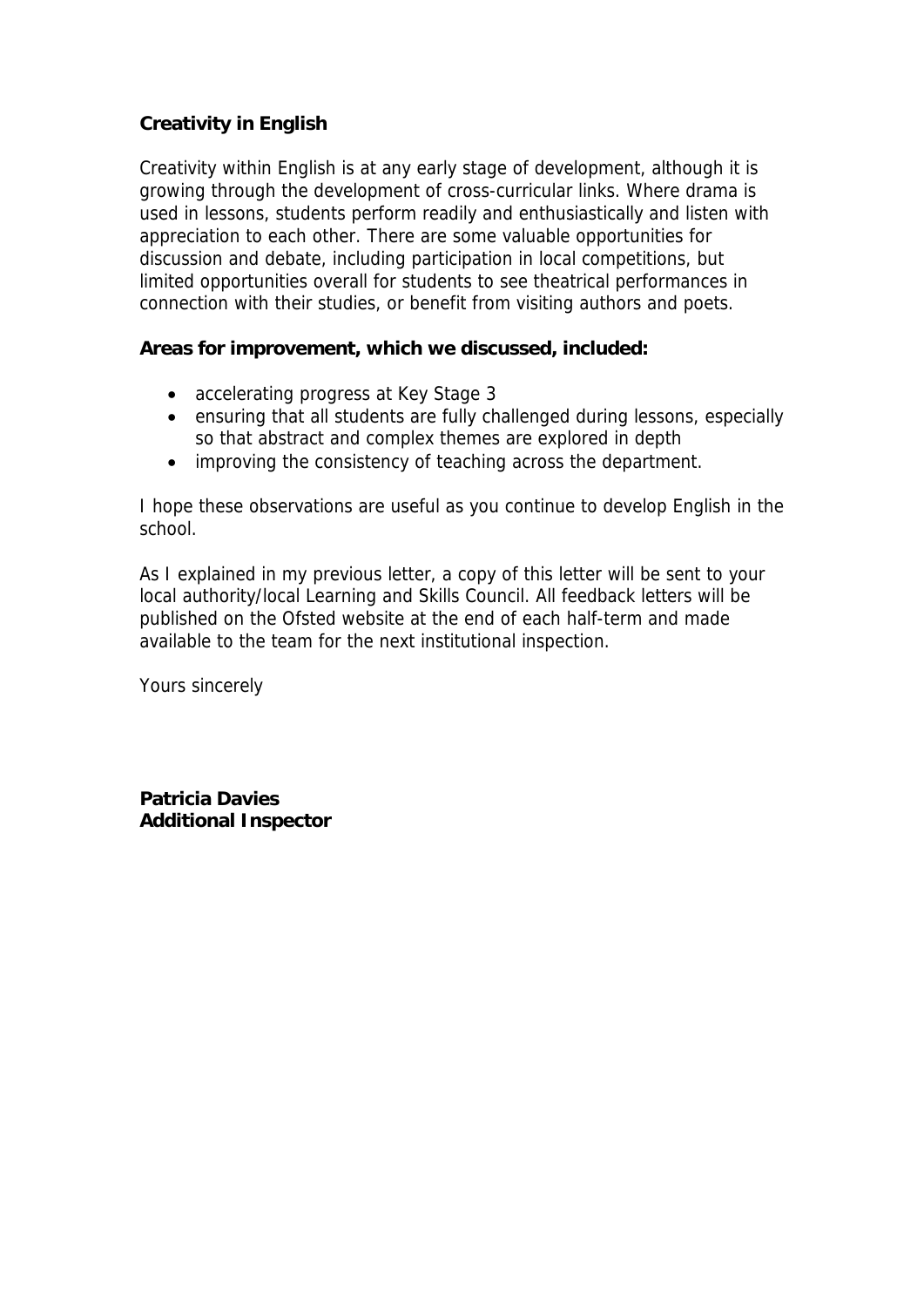**Creativity in English**

Creativity within English is at any early stage of development, although it is growing through the development of cross-curricular links. Where drama is used in lessons, students perform readily and enthusiastically and listen with appreciation to each other. There are some valuable opportunities for discussion and debate, including participation in local competitions, but limited opportunities overall for students to see theatrical performances in connection with their studies, or benefit from visiting authors and poets.

**Areas for improvement, which we discussed, included:**

- accelerating progress at Key Stage 3
- ensuring that all students are fully challenged during lessons, especially so that abstract and complex themes are explored in depth
- improving the consistency of teaching across the department.

I hope these observations are useful as you continue to develop English in the school.

As I explained in my previous letter, a copy of this letter will be sent to your local authority/local Learning and Skills Council. All feedback letters will be published on the Ofsted website at the end of each half-term and made available to the team for the next institutional inspection.

Yours sincerely

**Patricia Davies**
**Additional Inspector**